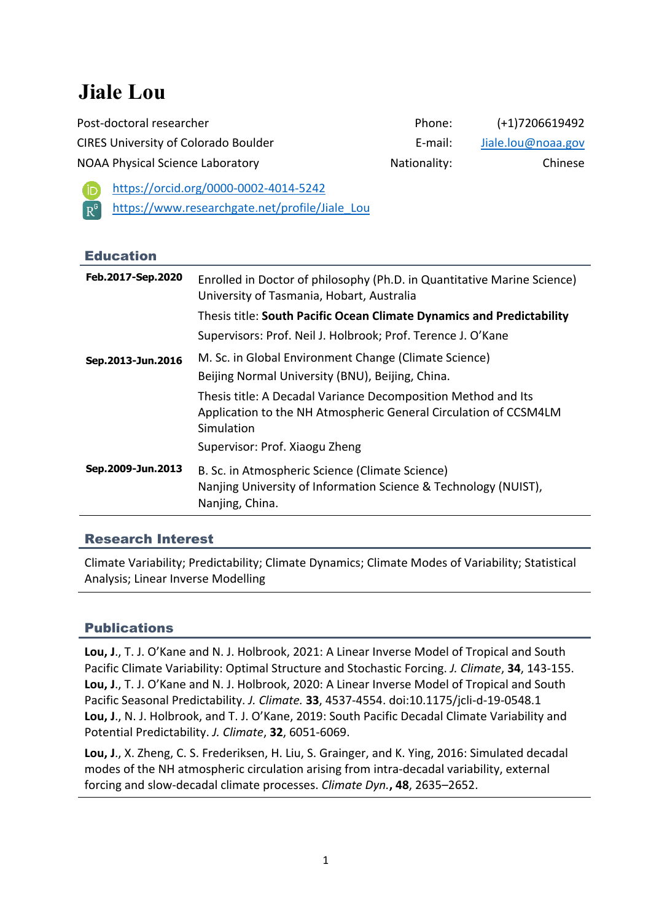# Jiale Lou

Post-doctoral researcher
CIRES University of Colorado Boulder
NOAA Physical Science Laboratory

Phone: (+1)7206619492
E-mail: Jiale.lou@noaa.gov
Nationality: Chinese

https://orcid.org/0000-0002-4014-5242
https://www.researchgate.net/profile/Jiale_Lou

## Education

**Feb.2017-Sep.2020**
Enrolled in Doctor of philosophy (Ph.D. in Quantitative Marine Science)
University of Tasmania, Hobart, Australia
Thesis title: **South Pacific Ocean Climate Dynamics and Predictability**
Supervisors: Prof. Neil J. Holbrook; Prof. Terence J. O'Kane

**Sep.2013-Jun.2016**
M. Sc. in Global Environment Change (Climate Science)
Beijing Normal University (BNU), Beijing, China.
Thesis title: A Decadal Variance Decomposition Method and Its Application to the NH Atmospheric General Circulation of CCSM4LM Simulation
Supervisor: Prof. Xiaogu Zheng

**Sep.2009-Jun.2013**
B. Sc. in Atmospheric Science (Climate Science)
Nanjing University of Information Science & Technology (NUIST), Nanjing, China.

## Research Interest

Climate Variability; Predictability; Climate Dynamics; Climate Modes of Variability; Statistical Analysis; Linear Inverse Modelling

## Publications

**Lou, J.**, T. J. O'Kane and N. J. Holbrook, 2021: A Linear Inverse Model of Tropical and South Pacific Climate Variability: Optimal Structure and Stochastic Forcing. *J. Climate*, **34**, 143-155.
**Lou, J.**, T. J. O'Kane and N. J. Holbrook, 2020: A Linear Inverse Model of Tropical and South Pacific Seasonal Predictability. *J. Climate.* **33**, 4537-4554. doi:10.1175/jcli-d-19-0548.1
**Lou, J.**, N. J. Holbrook, and T. J. O'Kane, 2019: South Pacific Decadal Climate Variability and Potential Predictability. *J. Climate*, **32**, 6051-6069.

**Lou, J.**, X. Zheng, C. S. Frederiksen, H. Liu, S. Grainger, and K. Ying, 2016: Simulated decadal modes of the NH atmospheric circulation arising from intra-decadal variability, external forcing and slow-decadal climate processes. *Climate Dyn.***,** **48**, 2635–2652.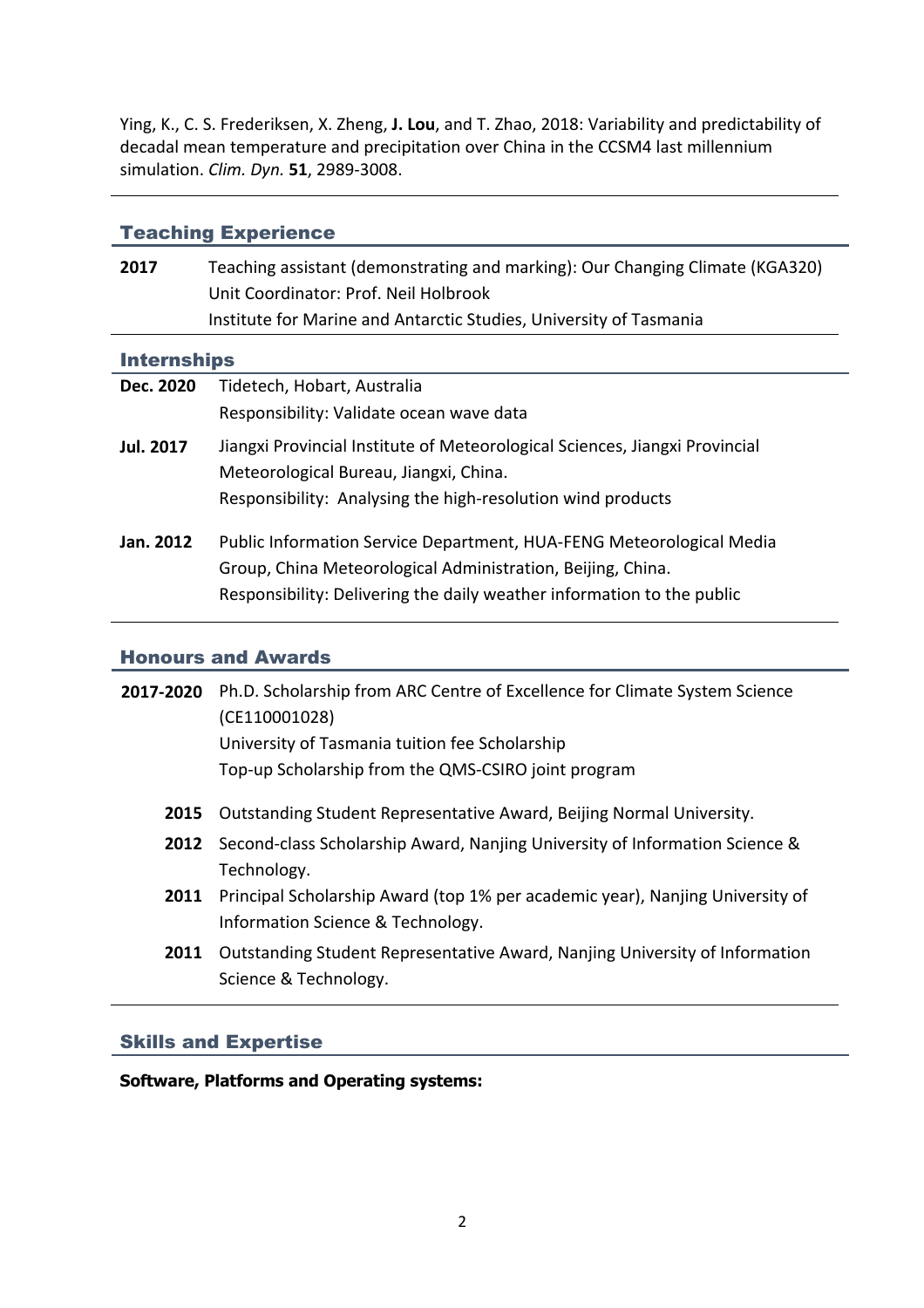Ying, K., C. S. Frederiksen, X. Zheng, **J. Lou**, and T. Zhao, 2018: Variability and predictability of decadal mean temperature and precipitation over China in the CCSM4 last millennium simulation. *Clim. Dyn.* **51**, 2989-3008.

## Teaching Experience

**2017** Teaching assistant (demonstrating and marking): Our Changing Climate (KGA320)
Unit Coordinator: Prof. Neil Holbrook
Institute for Marine and Antarctic Studies, University of Tasmania

## Internships

**Dec. 2020** Tidetech, Hobart, Australia
Responsibility: Validate ocean wave data

**Jul. 2017** Jiangxi Provincial Institute of Meteorological Sciences, Jiangxi Provincial Meteorological Bureau, Jiangxi, China.
Responsibility: Analysing the high-resolution wind products

**Jan. 2012** Public Information Service Department, HUA-FENG Meteorological Media Group, China Meteorological Administration, Beijing, China.
Responsibility: Delivering the daily weather information to the public

## Honours and Awards

**2017-2020** Ph.D. Scholarship from ARC Centre of Excellence for Climate System Science (CE110001028)
University of Tasmania tuition fee Scholarship
Top-up Scholarship from the QMS-CSIRO joint program

**2015** Outstanding Student Representative Award, Beijing Normal University.

**2012** Second-class Scholarship Award, Nanjing University of Information Science & Technology.

**2011** Principal Scholarship Award (top 1% per academic year), Nanjing University of Information Science & Technology.

**2011** Outstanding Student Representative Award, Nanjing University of Information Science & Technology.

## Skills and Expertise

**Software, Platforms and Operating systems:**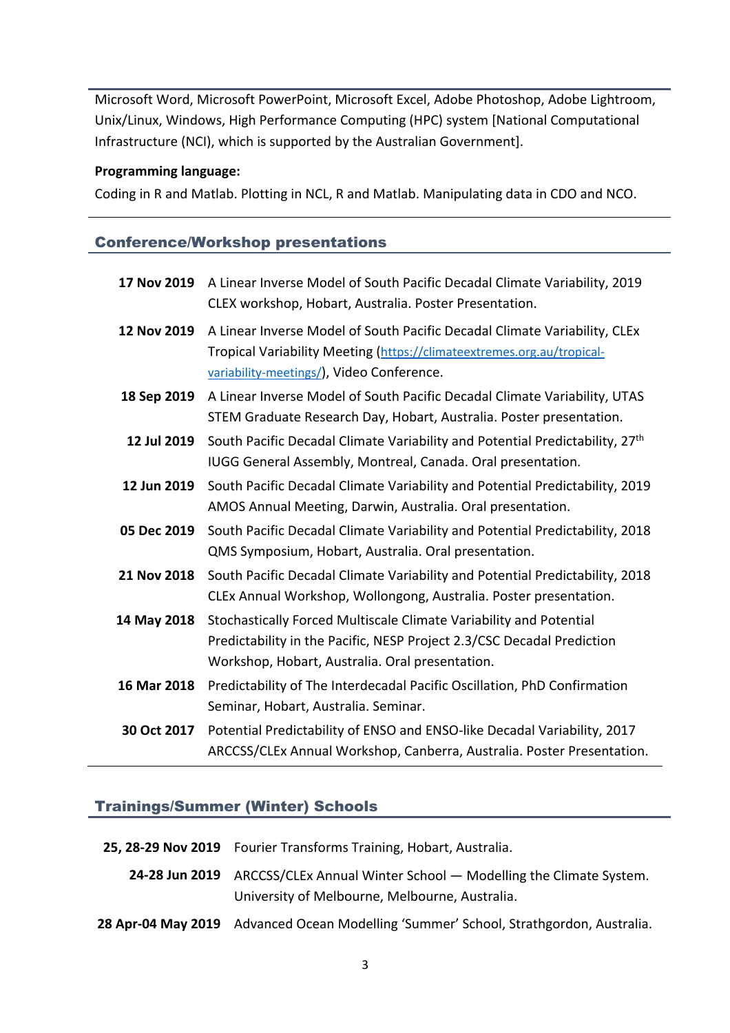Microsoft Word, Microsoft PowerPoint, Microsoft Excel, Adobe Photoshop, Adobe Lightroom, Unix/Linux, Windows, High Performance Computing (HPC) system [National Computational Infrastructure (NCI), which is supported by the Australian Government].

**Programming language:**

Coding in R and Matlab. Plotting in NCL, R and Matlab. Manipulating data in CDO and NCO.

## Conference/Workshop presentations

| | |
|---|---|
| **17 Nov 2019** | A Linear Inverse Model of South Pacific Decadal Climate Variability, 2019 CLEX workshop, Hobart, Australia. Poster Presentation. |
| **12 Nov 2019** | A Linear Inverse Model of South Pacific Decadal Climate Variability, CLEx Tropical Variability Meeting (https://climateextremes.org.au/tropical-variability-meetings/), Video Conference. |
| **18 Sep 2019** | A Linear Inverse Model of South Pacific Decadal Climate Variability, UTAS STEM Graduate Research Day, Hobart, Australia. Poster presentation. |
| **12 Jul 2019** | South Pacific Decadal Climate Variability and Potential Predictability, 27th IUGG General Assembly, Montreal, Canada. Oral presentation. |
| **12 Jun 2019** | South Pacific Decadal Climate Variability and Potential Predictability, 2019 AMOS Annual Meeting, Darwin, Australia. Oral presentation. |
| **05 Dec 2019** | South Pacific Decadal Climate Variability and Potential Predictability, 2018 QMS Symposium, Hobart, Australia. Oral presentation. |
| **21 Nov 2018** | South Pacific Decadal Climate Variability and Potential Predictability, 2018 CLEx Annual Workshop, Wollongong, Australia. Poster presentation. |
| **14 May 2018** | Stochastically Forced Multiscale Climate Variability and Potential Predictability in the Pacific, NESP Project 2.3/CSC Decadal Prediction Workshop, Hobart, Australia. Oral presentation. |
| **16 Mar 2018** | Predictability of The Interdecadal Pacific Oscillation, PhD Confirmation Seminar, Hobart, Australia. Seminar. |
| **30 Oct 2017** | Potential Predictability of ENSO and ENSO-like Decadal Variability, 2017 ARCCSS/CLEx Annual Workshop, Canberra, Australia. Poster Presentation. |

## Trainings/Summer (Winter) Schools

| | |
|---|---|
| **25, 28-29 Nov 2019** | Fourier Transforms Training, Hobart, Australia. |
| **24-28 Jun 2019** | ARCCSS/CLEx Annual Winter School — Modelling the Climate System. University of Melbourne, Melbourne, Australia. |
| **28 Apr-04 May 2019** | Advanced Ocean Modelling 'Summer' School, Strathgordon, Australia. |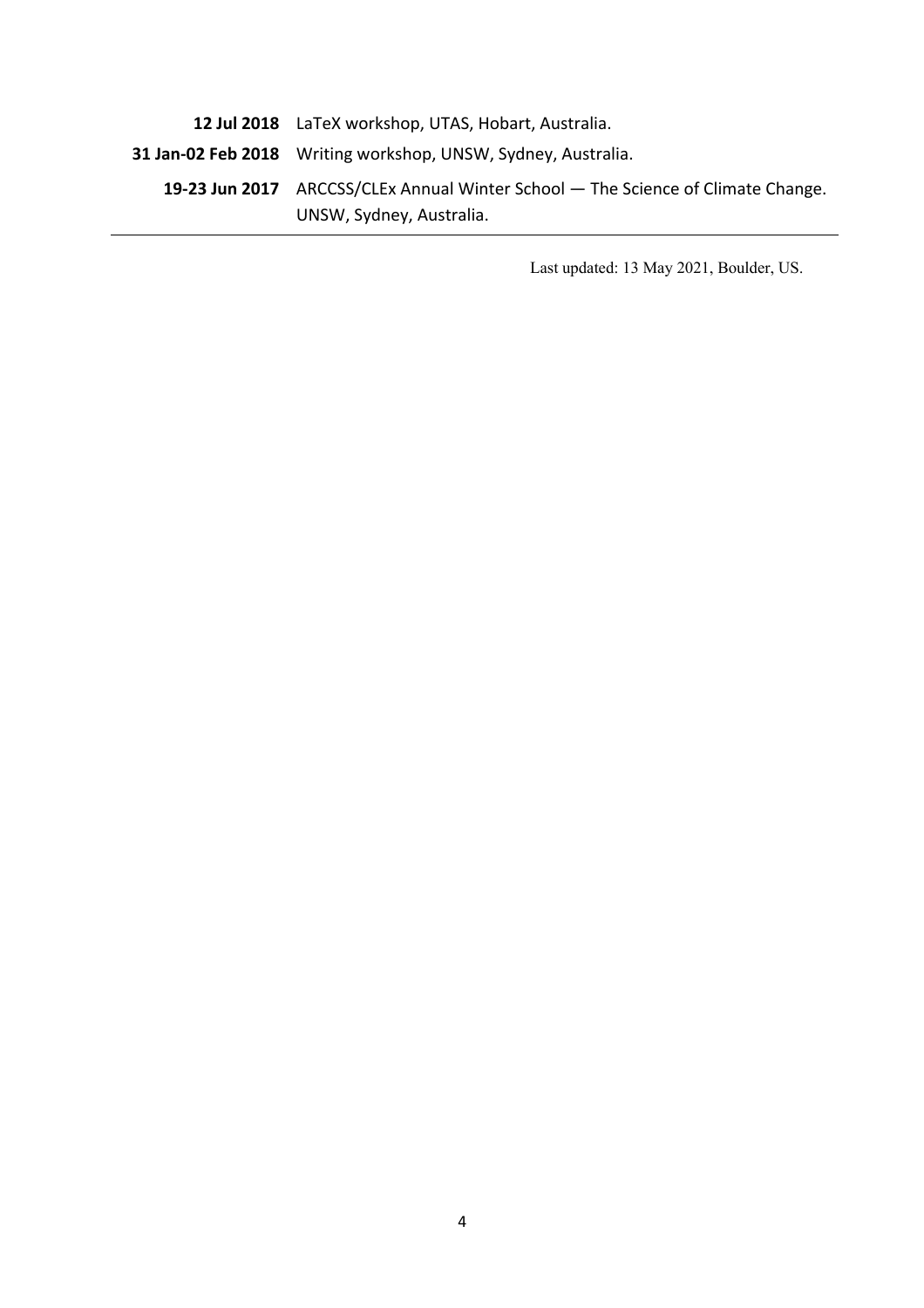**12 Jul 2018** LaTeX workshop, UTAS, Hobart, Australia.

**31 Jan-02 Feb 2018** Writing workshop, UNSW, Sydney, Australia.

**19-23 Jun 2017** ARCCSS/CLEx Annual Winter School — The Science of Climate Change. UNSW, Sydney, Australia.

---

Last updated: 13 May 2021, Boulder, US.